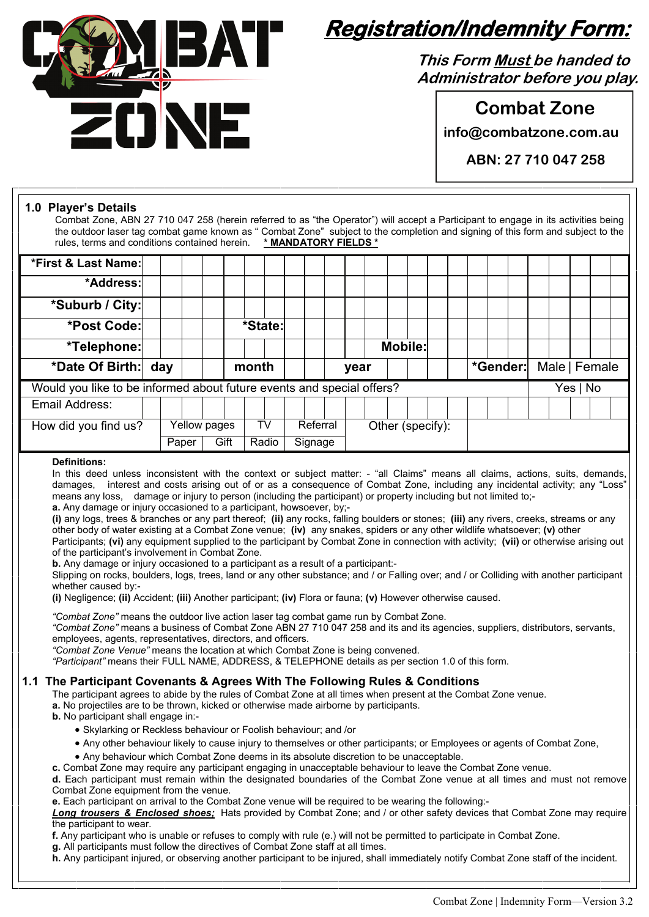# COMBAT ZONE

## Registration/Indemnity Form:

*This Form **Must** be handed to Administrator before you play.*

**Combat Zone**
**info@combatzone.com.au**
**ABN: 27 710 047 258**

### 1.0 Player's Details

Combat Zone, ABN 27 710 047 258 (herein referred to as "the Operator") will accept a Participant to engage in its activities being the outdoor laser tag combat game known as " Combat Zone" subject to the completion and signing of this form and subject to the rules, terms and conditions contained herein. **\* MANDATORY FIELDS \***

| | | | | |
|---|---|---|---|---|
| ***First & Last Name:** | | | | |
| ***Address:** | | | | |
| ***Suburb / City:** | | | | |
| ***Post Code:** | | ***State:** | | |
| ***Telephone:** | | | **Mobile:** | |
| ***Date Of Birth:** | **day** | **month** | **year** | ***Gender:** Male \| Female |
| Would you like to be informed about future events and special offers? | | | | Yes \| No |
| Email Address: | | | | |
| How did you find us? | Yellow pages / Paper / Gift | TV / Radio | Referral / Signage | Other (specify): |

**Definitions:**

In this deed unless inconsistent with the context or subject matter: - "all Claims" means all claims, actions, suits, demands, damages, interest and costs arising out of or as a consequence of Combat Zone, including any incidental activity; any "Loss" means any loss, damage or injury to person (including the participant) or property including but not limited to;-

**a.** Any damage or injury occasioned to a participant, howsoever, by;-

**(i)** any logs, trees & branches or any part thereof; **(ii)** any rocks, falling boulders or stones; **(iii)** any rivers, creeks, streams or any other body of water existing at a Combat Zone venue; **(iv)** any snakes, spiders or any other wildlife whatsoever; **(v)** other Participants; **(vi)** any equipment supplied to the participant by Combat Zone in connection with activity; **(vii)** or otherwise arising out of the participant's involvement in Combat Zone.

**b.** Any damage or injury occasioned to a participant as a result of a participant:-

Slipping on rocks, boulders, logs, trees, land or any other substance; and / or Falling over; and / or Colliding with another participant whether caused by:-

**(i)** Negligence; **(ii)** Accident; **(iii)** Another participant; **(iv)** Flora or fauna; **(v)** However otherwise caused.

*"Combat Zone"* means the outdoor live action laser tag combat game run by Combat Zone.

*"Combat Zone"* means a business of Combat Zone ABN 27 710 047 258 and its and its agencies, suppliers, distributors, servants, employees, agents, representatives, directors, and officers.

*"Combat Zone Venue"* means the location at which Combat Zone is being convened.

*"Participant"* means their FULL NAME, ADDRESS, & TELEPHONE details as per section 1.0 of this form.

### 1.1 The Participant Covenants & Agrees With The Following Rules & Conditions

The participant agrees to abide by the rules of Combat Zone at all times when present at the Combat Zone venue.

**a.** No projectiles are to be thrown, kicked or otherwise made airborne by participants.

**b.** No participant shall engage in:-

- Skylarking or Reckless behaviour or Foolish behaviour; and /or
- Any other behaviour likely to cause injury to themselves or other participants; or Employees or agents of Combat Zone,
- Any behaviour which Combat Zone deems in its absolute discretion to be unacceptable.

**c.** Combat Zone may require any participant engaging in unacceptable behaviour to leave the Combat Zone venue.

**d.** Each participant must remain within the designated boundaries of the Combat Zone venue at all times and must not remove Combat Zone equipment from the venue.

**e.** Each participant on arrival to the Combat Zone venue will be required to be wearing the following:-

***Long trousers & Enclosed shoes;*** Hats provided by Combat Zone; and / or other safety devices that Combat Zone may require the participant to wear.

**f.** Any participant who is unable or refuses to comply with rule (e.) will not be permitted to participate in Combat Zone.

**g.** All participants must follow the directives of Combat Zone staff at all times.

**h.** Any participant injured, or observing another participant to be injured, shall immediately notify Combat Zone staff of the incident.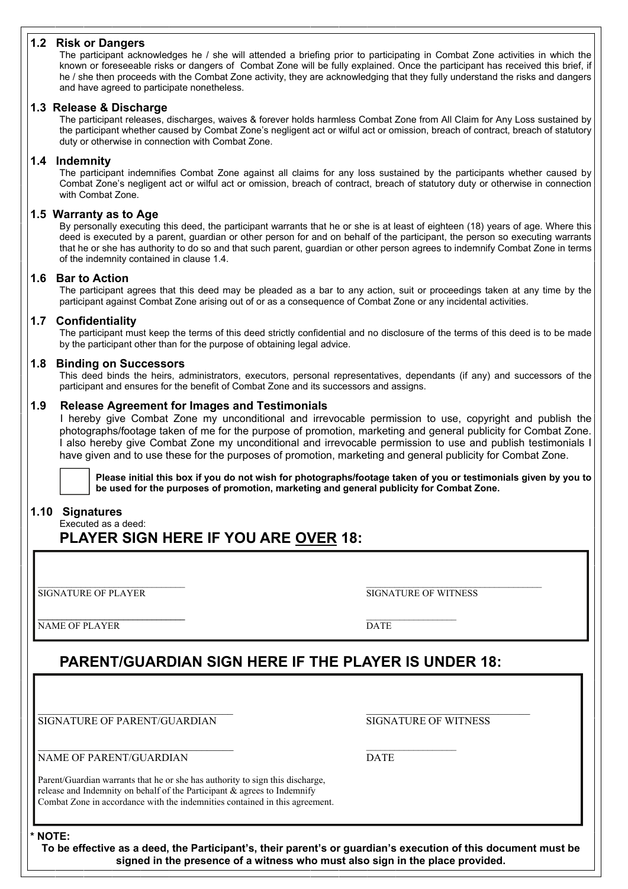### 1.2 Risk or Dangers

The participant acknowledges he / she will attended a briefing prior to participating in Combat Zone activities in which the known or foreseeable risks or dangers of Combat Zone will be fully explained. Once the participant has received this brief, if he / she then proceeds with the Combat Zone activity, they are acknowledging that they fully understand the risks and dangers and have agreed to participate nonetheless.

### 1.3 Release & Discharge

The participant releases, discharges, waives & forever holds harmless Combat Zone from All Claim for Any Loss sustained by the participant whether caused by Combat Zone's negligent act or wilful act or omission, breach of contract, breach of statutory duty or otherwise in connection with Combat Zone.

### 1.4 Indemnity

The participant indemnifies Combat Zone against all claims for any loss sustained by the participants whether caused by Combat Zone's negligent act or wilful act or omission, breach of contract, breach of statutory duty or otherwise in connection with Combat Zone.

### 1.5 Warranty as to Age

By personally executing this deed, the participant warrants that he or she is at least of eighteen (18) years of age. Where this deed is executed by a parent, guardian or other person for and on behalf of the participant, the person so executing warrants that he or she has authority to do so and that such parent, guardian or other person agrees to indemnify Combat Zone in terms of the indemnity contained in clause 1.4.

### 1.6 Bar to Action

The participant agrees that this deed may be pleaded as a bar to any action, suit or proceedings taken at any time by the participant against Combat Zone arising out of or as a consequence of Combat Zone or any incidental activities.

### 1.7 Confidentiality

The participant must keep the terms of this deed strictly confidential and no disclosure of the terms of this deed is to be made by the participant other than for the purpose of obtaining legal advice.

### 1.8 Binding on Successors

This deed binds the heirs, administrators, executors, personal representatives, dependants (if any) and successors of the participant and ensures for the benefit of Combat Zone and its successors and assigns.

### 1.9 Release Agreement for Images and Testimonials

I hereby give Combat Zone my unconditional and irrevocable permission to use, copyright and publish the photographs/footage taken of me for the purpose of promotion, marketing and general publicity for Combat Zone. I also hereby give Combat Zone my unconditional and irrevocable permission to use and publish testimonials I have given and to use these for the purposes of promotion, marketing and general publicity for Combat Zone.

☐ **Please initial this box if you do not wish for photographs/footage taken of you or testimonials given by you to be used for the purposes of promotion, marketing and general publicity for Combat Zone.**

### 1.10 Signatures

Executed as a deed:

## PLAYER SIGN HERE IF YOU ARE <u>OVER</u> 18:

\_\_\_\_\_\_\_\_\_\_\_\_\_\_\_\_\_\_\_\_\_\_\_\_\_\_\_\_
SIGNATURE OF PLAYER

\_\_\_\_\_\_\_\_\_\_\_\_\_\_\_\_\_\_\_\_\_\_\_\_\_\_\_\_
SIGNATURE OF WITNESS

\_\_\_\_\_\_\_\_\_\_\_\_\_\_\_\_\_\_\_\_\_\_\_\_\_\_\_\_
NAME OF PLAYER

\_\_\_\_\_\_\_\_\_\_\_\_\_\_\_\_\_\_
DATE

## PARENT/GUARDIAN SIGN HERE IF THE PLAYER IS UNDER 18:

\_\_\_\_\_\_\_\_\_\_\_\_\_\_\_\_\_\_\_\_\_\_\_\_\_\_\_\_
SIGNATURE OF PARENT/GUARDIAN

\_\_\_\_\_\_\_\_\_\_\_\_\_\_\_\_\_\_\_\_\_\_\_\_\_\_\_\_
SIGNATURE OF WITNESS

\_\_\_\_\_\_\_\_\_\_\_\_\_\_\_\_\_\_\_\_\_\_\_\_\_\_\_\_
NAME OF PARENT/GUARDIAN

\_\_\_\_\_\_\_\_\_\_\_\_\_\_\_\_\_\_
DATE

Parent/Guardian warrants that he or she has authority to sign this discharge, release and Indemnity on behalf of the Participant & agrees to Indemnify Combat Zone in accordance with the indemnities contained in this agreement.

**\* NOTE:**

**To be effective as a deed, the Participant's, their parent's or guardian's execution of this document must be signed in the presence of a witness who must also sign in the place provided.**